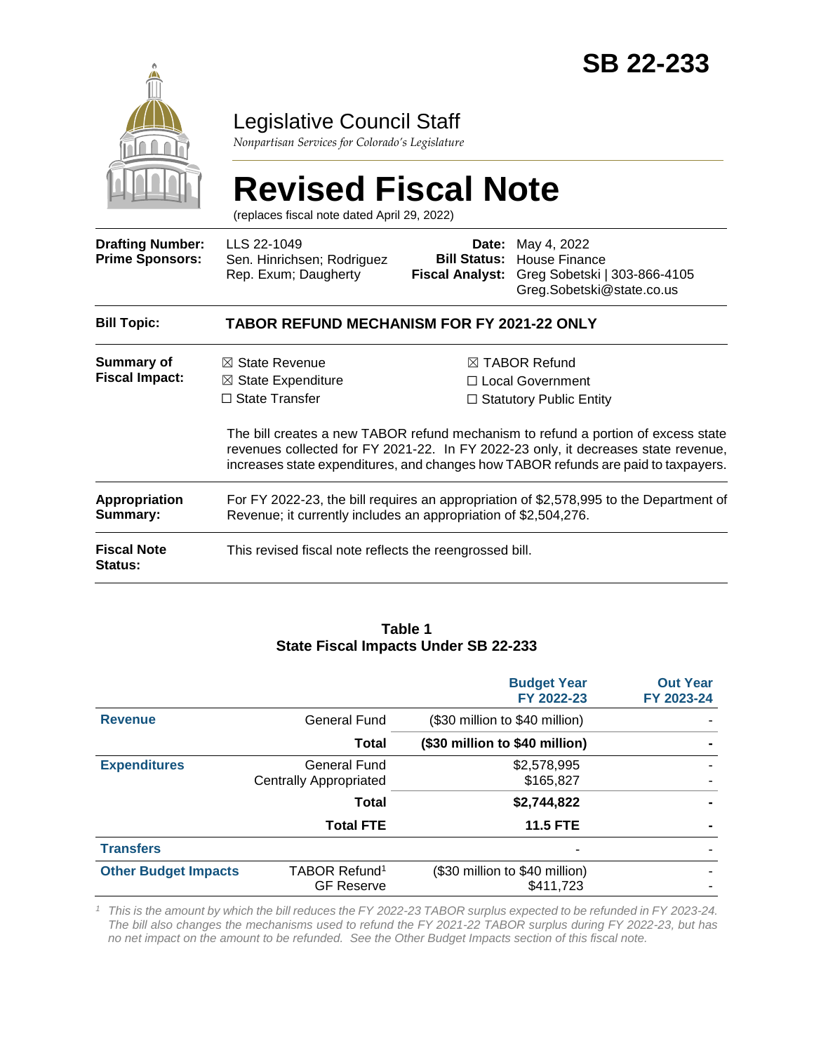# SB 22-233

Legislative Council Staff

*Nonpartisan Services for Colorado's Legislature*

# Revised Fiscal Note

(replaces fiscal note dated April 29, 2022)

| | | | |
|---|---|---|---|
| **Drafting Number:** | LLS 22-1049 | **Date:** | May 4, 2022 |
| **Prime Sponsors:** | Sen. Hinrichsen; Rodriguez<br>Rep. Exum; Daugherty | **Bill Status:** | House Finance |
| | | **Fiscal Analyst:** | Greg Sobetski \| 303-866-4105<br>Greg.Sobetski@state.co.us |

**Bill Topic:** **TABOR REFUND MECHANISM FOR FY 2021-22 ONLY**

**Summary of Fiscal Impact:**

☒ State Revenue
☒ State Expenditure
☐ State Transfer
☒ TABOR Refund
☐ Local Government
☐ Statutory Public Entity

The bill creates a new TABOR refund mechanism to refund a portion of excess state revenues collected for FY 2021-22. In FY 2022-23 only, it decreases state revenue, increases state expenditures, and changes how TABOR refunds are paid to taxpayers.

**Appropriation Summary:** For FY 2022-23, the bill requires an appropriation of $2,578,995 to the Department of Revenue; it currently includes an appropriation of $2,504,276.

**Fiscal Note Status:** This revised fiscal note reflects the reengrossed bill.

**Table 1**
**State Fiscal Impacts Under SB 22-233**

| | | Budget Year FY 2022-23 | Out Year FY 2023-24 |
|---|---|---|---|
| **Revenue** | General Fund | ($30 million to $40 million) | - |
| | **Total** | **($30 million to $40 million)** | **-** |
| **Expenditures** | General Fund | $2,578,995 | - |
| | Centrally Appropriated | $165,827 | - |
| | **Total** | **$2,744,822** | **-** |
| | **Total FTE** | **11.5 FTE** | **-** |
| **Transfers** | | - | - |
| **Other Budget Impacts** | TABOR Refund[1] | ($30 million to $40 million) | - |
| | GF Reserve | $411,723 | - |

[1] *This is the amount by which the bill reduces the FY 2022-23 TABOR surplus expected to be refunded in FY 2023-24. The bill also changes the mechanisms used to refund the FY 2021-22 TABOR surplus during FY 2022-23, but has no net impact on the amount to be refunded. See the Other Budget Impacts section of this fiscal note.*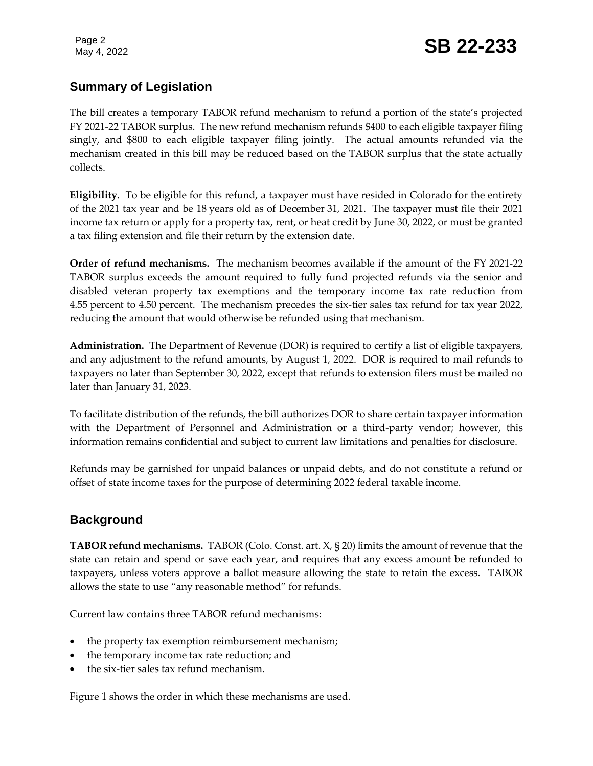## Summary of Legislation

The bill creates a temporary TABOR refund mechanism to refund a portion of the state's projected FY 2021-22 TABOR surplus. The new refund mechanism refunds $400 to each eligible taxpayer filing singly, and $800 to each eligible taxpayer filing jointly. The actual amounts refunded via the mechanism created in this bill may be reduced based on the TABOR surplus that the state actually collects.

**Eligibility.** To be eligible for this refund, a taxpayer must have resided in Colorado for the entirety of the 2021 tax year and be 18 years old as of December 31, 2021. The taxpayer must file their 2021 income tax return or apply for a property tax, rent, or heat credit by June 30, 2022, or must be granted a tax filing extension and file their return by the extension date.

**Order of refund mechanisms.** The mechanism becomes available if the amount of the FY 2021-22 TABOR surplus exceeds the amount required to fully fund projected refunds via the senior and disabled veteran property tax exemptions and the temporary income tax rate reduction from 4.55 percent to 4.50 percent. The mechanism precedes the six-tier sales tax refund for tax year 2022, reducing the amount that would otherwise be refunded using that mechanism.

**Administration.** The Department of Revenue (DOR) is required to certify a list of eligible taxpayers, and any adjustment to the refund amounts, by August 1, 2022. DOR is required to mail refunds to taxpayers no later than September 30, 2022, except that refunds to extension filers must be mailed no later than January 31, 2023.

To facilitate distribution of the refunds, the bill authorizes DOR to share certain taxpayer information with the Department of Personnel and Administration or a third-party vendor; however, this information remains confidential and subject to current law limitations and penalties for disclosure.

Refunds may be garnished for unpaid balances or unpaid debts, and do not constitute a refund or offset of state income taxes for the purpose of determining 2022 federal taxable income.

## Background

**TABOR refund mechanisms.** TABOR (Colo. Const. art. X, § 20) limits the amount of revenue that the state can retain and spend or save each year, and requires that any excess amount be refunded to taxpayers, unless voters approve a ballot measure allowing the state to retain the excess. TABOR allows the state to use "any reasonable method" for refunds.

Current law contains three TABOR refund mechanisms:

- the property tax exemption reimbursement mechanism;
- the temporary income tax rate reduction; and
- the six-tier sales tax refund mechanism.

Figure 1 shows the order in which these mechanisms are used.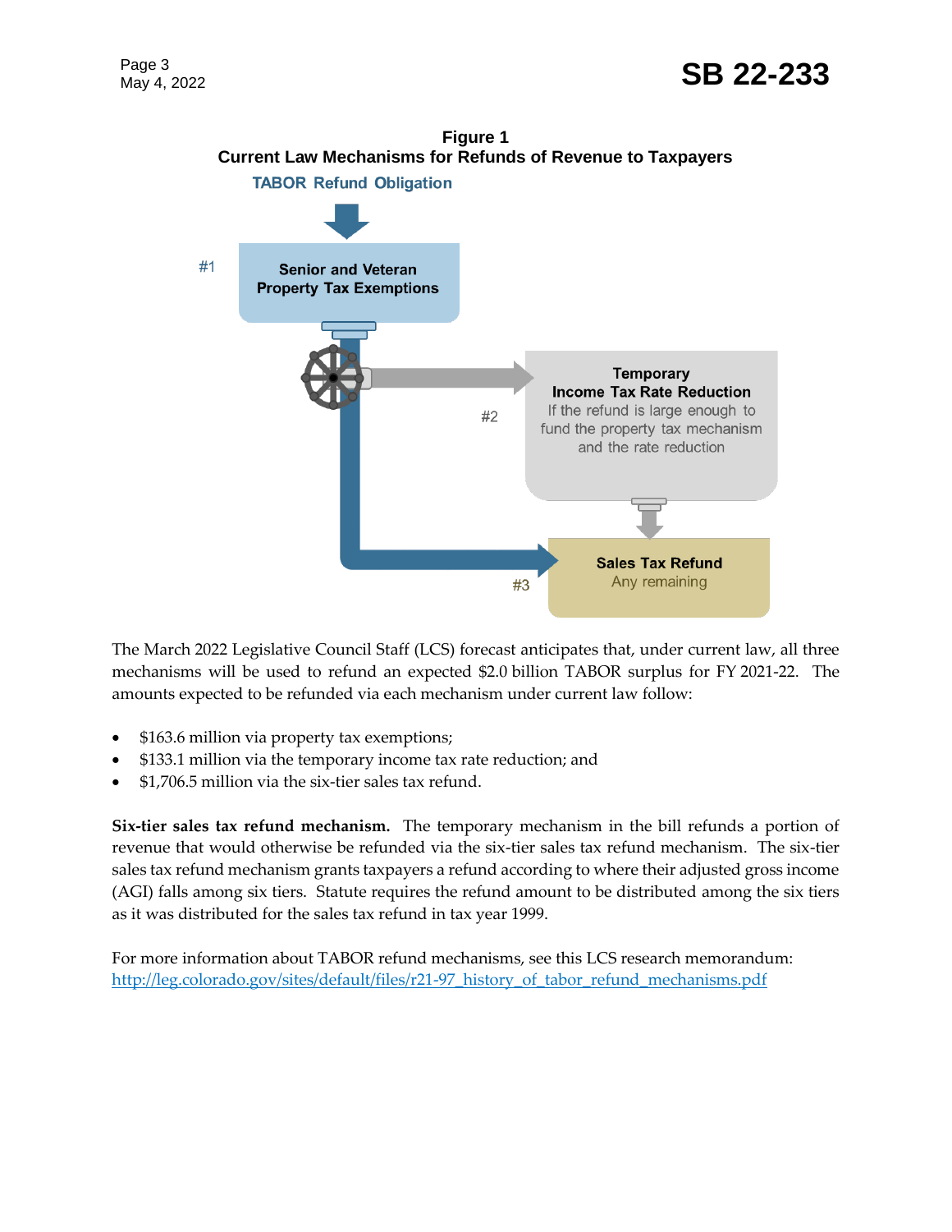**Figure 1**
**Current Law Mechanisms for Refunds of Revenue to Taxpayers**

TABOR Refund Obligation

#1 **Senior and Veteran Property Tax Exemptions**

#2 **Temporary Income Tax Rate Reduction**
If the refund is large enough to fund the property tax mechanism and the rate reduction

#3 **Sales Tax Refund**
Any remaining

The March 2022 Legislative Council Staff (LCS) forecast anticipates that, under current law, all three mechanisms will be used to refund an expected $2.0 billion TABOR surplus for FY 2021-22. The amounts expected to be refunded via each mechanism under current law follow:

- $163.6 million via property tax exemptions;
- $133.1 million via the temporary income tax rate reduction; and
- $1,706.5 million via the six-tier sales tax refund.

**Six-tier sales tax refund mechanism.** The temporary mechanism in the bill refunds a portion of revenue that would otherwise be refunded via the six-tier sales tax refund mechanism. The six-tier sales tax refund mechanism grants taxpayers a refund according to where their adjusted gross income (AGI) falls among six tiers. Statute requires the refund amount to be distributed among the six tiers as it was distributed for the sales tax refund in tax year 1999.

For more information about TABOR refund mechanisms, see this LCS research memorandum: http://leg.colorado.gov/sites/default/files/r21-97_history_of_tabor_refund_mechanisms.pdf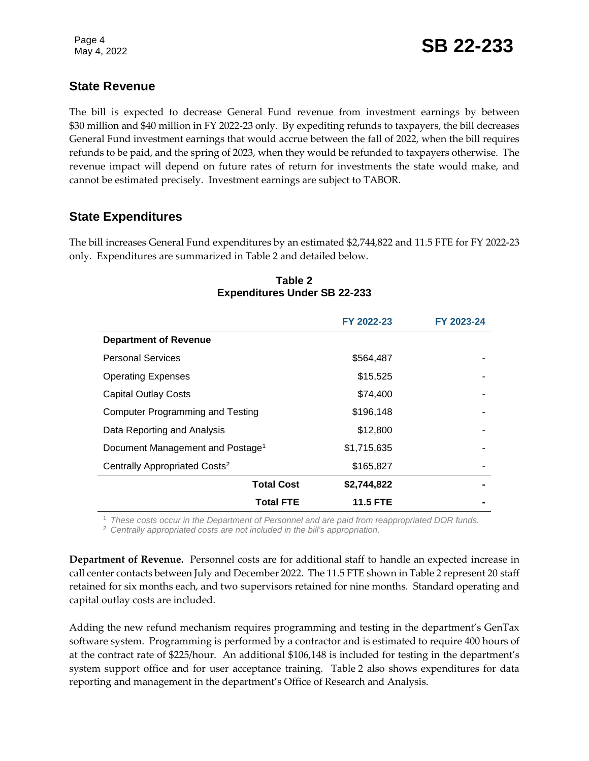## State Revenue

The bill is expected to decrease General Fund revenue from investment earnings by between $30 million and $40 million in FY 2022-23 only. By expediting refunds to taxpayers, the bill decreases General Fund investment earnings that would accrue between the fall of 2022, when the bill requires refunds to be paid, and the spring of 2023, when they would be refunded to taxpayers otherwise. The revenue impact will depend on future rates of return for investments the state would make, and cannot be estimated precisely. Investment earnings are subject to TABOR.

## State Expenditures

The bill increases General Fund expenditures by an estimated $2,744,822 and 11.5 FTE for FY 2022-23 only. Expenditures are summarized in Table 2 and detailed below.

**Table 2**
**Expenditures Under SB 22-233**

| | FY 2022-23 | FY 2023-24 |
|---|---|---|
| **Department of Revenue** | | |
| Personal Services | $564,487 | - |
| Operating Expenses | $15,525 | - |
| Capital Outlay Costs | $74,400 | - |
| Computer Programming and Testing | $196,148 | - |
| Data Reporting and Analysis | $12,800 | - |
| Document Management and Postage[1] | $1,715,635 | - |
| Centrally Appropriated Costs[2] | $165,827 | - |
| **Total Cost** | **$2,744,822** | **-** |
| **Total FTE** | **11.5 FTE** | **-** |

[1] *These costs occur in the Department of Personnel and are paid from reappropriated DOR funds.*
[2] *Centrally appropriated costs are not included in the bill's appropriation.*

**Department of Revenue.** Personnel costs are for additional staff to handle an expected increase in call center contacts between July and December 2022. The 11.5 FTE shown in Table 2 represent 20 staff retained for six months each, and two supervisors retained for nine months. Standard operating and capital outlay costs are included.

Adding the new refund mechanism requires programming and testing in the department's GenTax software system. Programming is performed by a contractor and is estimated to require 400 hours of at the contract rate of $225/hour. An additional $106,148 is included for testing in the department's system support office and for user acceptance training. Table 2 also shows expenditures for data reporting and management in the department's Office of Research and Analysis.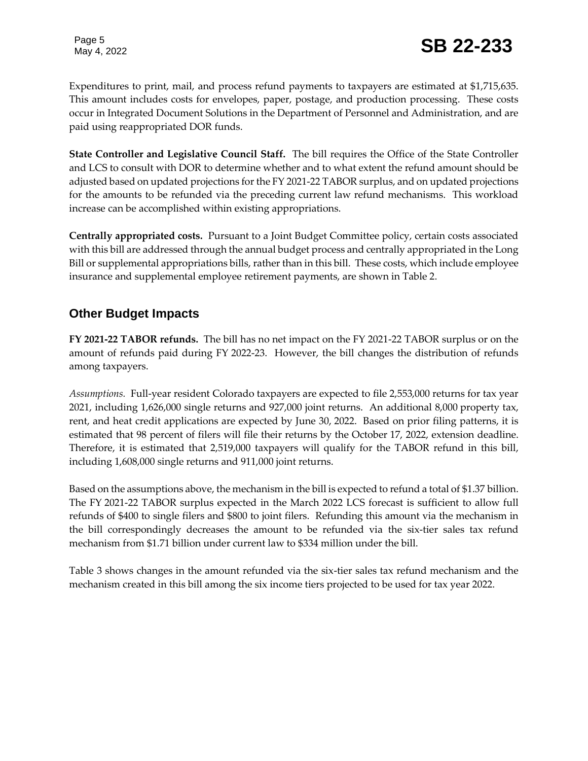Expenditures to print, mail, and process refund payments to taxpayers are estimated at $1,715,635. This amount includes costs for envelopes, paper, postage, and production processing. These costs occur in Integrated Document Solutions in the Department of Personnel and Administration, and are paid using reappropriated DOR funds.

**State Controller and Legislative Council Staff.** The bill requires the Office of the State Controller and LCS to consult with DOR to determine whether and to what extent the refund amount should be adjusted based on updated projections for the FY 2021-22 TABOR surplus, and on updated projections for the amounts to be refunded via the preceding current law refund mechanisms. This workload increase can be accomplished within existing appropriations.

**Centrally appropriated costs.** Pursuant to a Joint Budget Committee policy, certain costs associated with this bill are addressed through the annual budget process and centrally appropriated in the Long Bill or supplemental appropriations bills, rather than in this bill. These costs, which include employee insurance and supplemental employee retirement payments, are shown in Table 2.

## Other Budget Impacts

**FY 2021-22 TABOR refunds.** The bill has no net impact on the FY 2021-22 TABOR surplus or on the amount of refunds paid during FY 2022-23. However, the bill changes the distribution of refunds among taxpayers.

*Assumptions.* Full-year resident Colorado taxpayers are expected to file 2,553,000 returns for tax year 2021, including 1,626,000 single returns and 927,000 joint returns. An additional 8,000 property tax, rent, and heat credit applications are expected by June 30, 2022. Based on prior filing patterns, it is estimated that 98 percent of filers will file their returns by the October 17, 2022, extension deadline. Therefore, it is estimated that 2,519,000 taxpayers will qualify for the TABOR refund in this bill, including 1,608,000 single returns and 911,000 joint returns.

Based on the assumptions above, the mechanism in the bill is expected to refund a total of $1.37 billion. The FY 2021-22 TABOR surplus expected in the March 2022 LCS forecast is sufficient to allow full refunds of $400 to single filers and $800 to joint filers. Refunding this amount via the mechanism in the bill correspondingly decreases the amount to be refunded via the six-tier sales tax refund mechanism from $1.71 billion under current law to $334 million under the bill.

Table 3 shows changes in the amount refunded via the six-tier sales tax refund mechanism and the mechanism created in this bill among the six income tiers projected to be used for tax year 2022.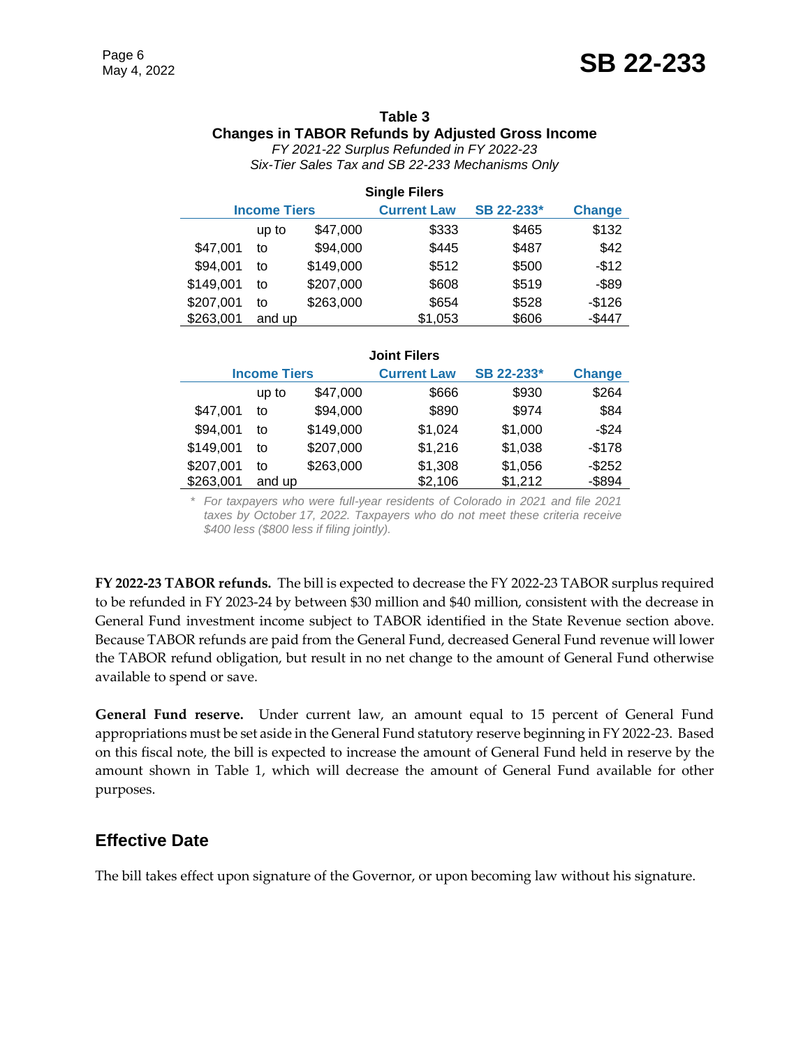**Table 3**
**Changes in TABOR Refunds by Adjusted Gross Income**
*FY 2021-22 Surplus Refunded in FY 2022-23*
*Six-Tier Sales Tax and SB 22-233 Mechanisms Only*

**Single Filers**

| Income Tiers | | | Current Law | SB 22-233* | Change |
|---|---|---|---|---|---|
| | up to | $47,000 | $333 | $465 | $132 |
| $47,001 | to | $94,000 | $445 | $487 | $42 |
| $94,001 | to | $149,000 | $512 | $500 | -$12 |
| $149,001 | to | $207,000 | $608 | $519 | -$89 |
| $207,001 | to | $263,000 | $654 | $528 | -$126 |
| $263,001 | and up | | $1,053 | $606 | -$447 |

**Joint Filers**

| Income Tiers | | | Current Law | SB 22-233* | Change |
|---|---|---|---|---|---|
| | up to | $47,000 | $666 | $930 | $264 |
| $47,001 | to | $94,000 | $890 | $974 | $84 |
| $94,001 | to | $149,000 | $1,024 | $1,000 | -$24 |
| $149,001 | to | $207,000 | $1,216 | $1,038 | -$178 |
| $207,001 | to | $263,000 | $1,308 | $1,056 | -$252 |
| $263,001 | and up | | $2,106 | $1,212 | -$894 |

\* *For taxpayers who were full-year residents of Colorado in 2021 and file 2021 taxes by October 17, 2022. Taxpayers who do not meet these criteria receive $400 less ($800 less if filing jointly).*

**FY 2022-23 TABOR refunds.** The bill is expected to decrease the FY 2022-23 TABOR surplus required to be refunded in FY 2023-24 by between $30 million and $40 million, consistent with the decrease in General Fund investment income subject to TABOR identified in the State Revenue section above. Because TABOR refunds are paid from the General Fund, decreased General Fund revenue will lower the TABOR refund obligation, but result in no net change to the amount of General Fund otherwise available to spend or save.

**General Fund reserve.** Under current law, an amount equal to 15 percent of General Fund appropriations must be set aside in the General Fund statutory reserve beginning in FY 2022-23. Based on this fiscal note, the bill is expected to increase the amount of General Fund held in reserve by the amount shown in Table 1, which will decrease the amount of General Fund available for other purposes.

## Effective Date

The bill takes effect upon signature of the Governor, or upon becoming law without his signature.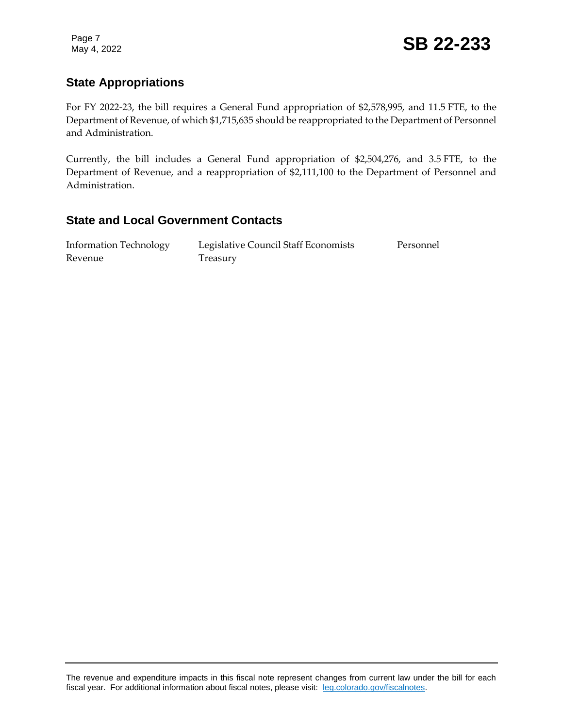## State Appropriations

For FY 2022-23, the bill requires a General Fund appropriation of $2,578,995, and 11.5 FTE, to the Department of Revenue, of which $1,715,635 should be reappropriated to the Department of Personnel and Administration.

Currently, the bill includes a General Fund appropriation of $2,504,276, and 3.5 FTE, to the Department of Revenue, and a reappropriation of $2,111,100 to the Department of Personnel and Administration.

## State and Local Government Contacts

| | | |
|---|---|---|
| Information Technology | Legislative Council Staff Economists | Personnel |
| Revenue | Treasury | |

The revenue and expenditure impacts in this fiscal note represent changes from current law under the bill for each fiscal year. For additional information about fiscal notes, please visit: leg.colorado.gov/fiscalnotes.